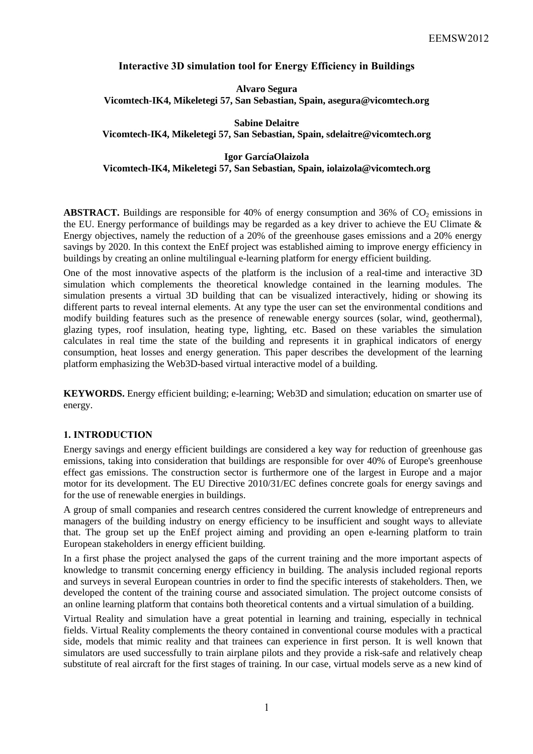# Interactive 3D simulation tool for Energy Efficiency in Buildings

**Alvaro Segura**
**Vicomtech-IK4, Mikeletegi 57, San Sebastian, Spain, asegura@vicomtech.org**

**Sabine Delaitre**
**Vicomtech-IK4, Mikeletegi 57, San Sebastian, Spain, sdelaitre@vicomtech.org**

**Igor GarcíaOlaizola**
**Vicomtech-IK4, Mikeletegi 57, San Sebastian, Spain, iolaizola@vicomtech.org**

**ABSTRACT.** Buildings are responsible for 40% of energy consumption and 36% of $CO_2$ emissions in the EU. Energy performance of buildings may be regarded as a key driver to achieve the EU Climate & Energy objectives, namely the reduction of a 20% of the greenhouse gases emissions and a 20% energy savings by 2020. In this context the EnEf project was established aiming to improve energy efficiency in buildings by creating an online multilingual e-learning platform for energy efficient building.

One of the most innovative aspects of the platform is the inclusion of a real-time and interactive 3D simulation which complements the theoretical knowledge contained in the learning modules. The simulation presents a virtual 3D building that can be visualized interactively, hiding or showing its different parts to reveal internal elements. At any type the user can set the environmental conditions and modify building features such as the presence of renewable energy sources (solar, wind, geothermal), glazing types, roof insulation, heating type, lighting, etc. Based on these variables the simulation calculates in real time the state of the building and represents it in graphical indicators of energy consumption, heat losses and energy generation. This paper describes the development of the learning platform emphasizing the Web3D-based virtual interactive model of a building.

**KEYWORDS.** Energy efficient building; e-learning; Web3D and simulation; education on smarter use of energy.

## 1. INTRODUCTION

Energy savings and energy efficient buildings are considered a key way for reduction of greenhouse gas emissions, taking into consideration that buildings are responsible for over 40% of Europe's greenhouse effect gas emissions. The construction sector is furthermore one of the largest in Europe and a major motor for its development. The EU Directive 2010/31/EC defines concrete goals for energy savings and for the use of renewable energies in buildings.

A group of small companies and research centres considered the current knowledge of entrepreneurs and managers of the building industry on energy efficiency to be insufficient and sought ways to alleviate that. The group set up the EnEf project aiming and providing an open e-learning platform to train European stakeholders in energy efficient building.

In a first phase the project analysed the gaps of the current training and the more important aspects of knowledge to transmit concerning energy efficiency in building. The analysis included regional reports and surveys in several European countries in order to find the specific interests of stakeholders. Then, we developed the content of the training course and associated simulation. The project outcome consists of an online learning platform that contains both theoretical contents and a virtual simulation of a building.

Virtual Reality and simulation have a great potential in learning and training, especially in technical fields. Virtual Reality complements the theory contained in conventional course modules with a practical side, models that mimic reality and that trainees can experience in first person. It is well known that simulators are used successfully to train airplane pilots and they provide a risk-safe and relatively cheap substitute of real aircraft for the first stages of training. In our case, virtual models serve as a new kind of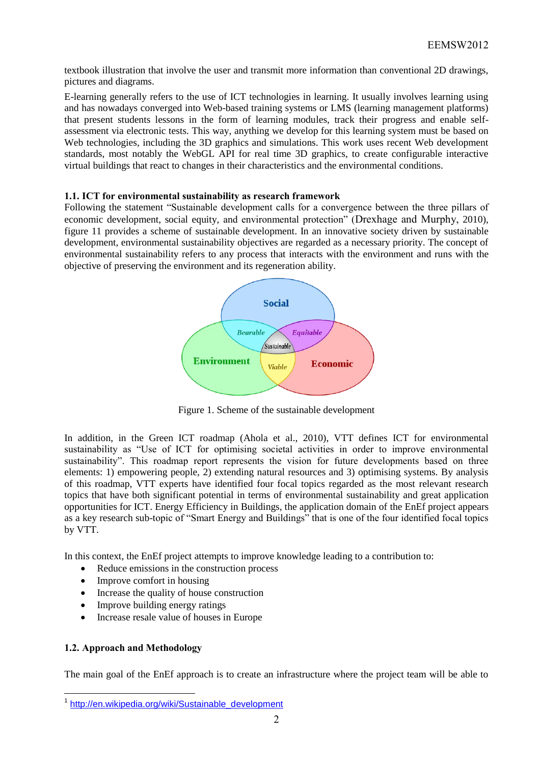textbook illustration that involve the user and transmit more information than conventional 2D drawings, pictures and diagrams.

E-learning generally refers to the use of ICT technologies in learning. It usually involves learning using and has nowadays converged into Web-based training systems or LMS (learning management platforms) that present students lessons in the form of learning modules, track their progress and enable self-assessment via electronic tests. This way, anything we develop for this learning system must be based on Web technologies, including the 3D graphics and simulations. This work uses recent Web development standards, most notably the WebGL API for real time 3D graphics, to create configurable interactive virtual buildings that react to changes in their characteristics and the environmental conditions.

### 1.1. ICT for environmental sustainability as research framework

Following the statement "Sustainable development calls for a convergence between the three pillars of economic development, social equity, and environmental protection" (Drexhage and Murphy, 2010), figure 1[1] provides a scheme of sustainable development. In an innovative society driven by sustainable development, environmental sustainability objectives are regarded as a necessary priority. The concept of environmental sustainability refers to any process that interacts with the environment and runs with the objective of preserving the environment and its regeneration ability.

Figure 1. Scheme of the sustainable development

In addition, in the Green ICT roadmap (Ahola et al., 2010), VTT defines ICT for environmental sustainability as "Use of ICT for optimising societal activities in order to improve environmental sustainability". This roadmap report represents the vision for future developments based on three elements: 1) empowering people, 2) extending natural resources and 3) optimising systems. By analysis of this roadmap, VTT experts have identified four focal topics regarded as the most relevant research topics that have both significant potential in terms of environmental sustainability and great application opportunities for ICT. Energy Efficiency in Buildings, the application domain of the EnEf project appears as a key research sub-topic of "Smart Energy and Buildings" that is one of the four identified focal topics by VTT.

In this context, the EnEf project attempts to improve knowledge leading to a contribution to:

- Reduce emissions in the construction process
- Improve comfort in housing
- Increase the quality of house construction
- Improve building energy ratings
- Increase resale value of houses in Europe

### 1.2. Approach and Methodology

The main goal of the EnEf approach is to create an infrastructure where the project team will be able to

[1] http://en.wikipedia.org/wiki/Sustainable_development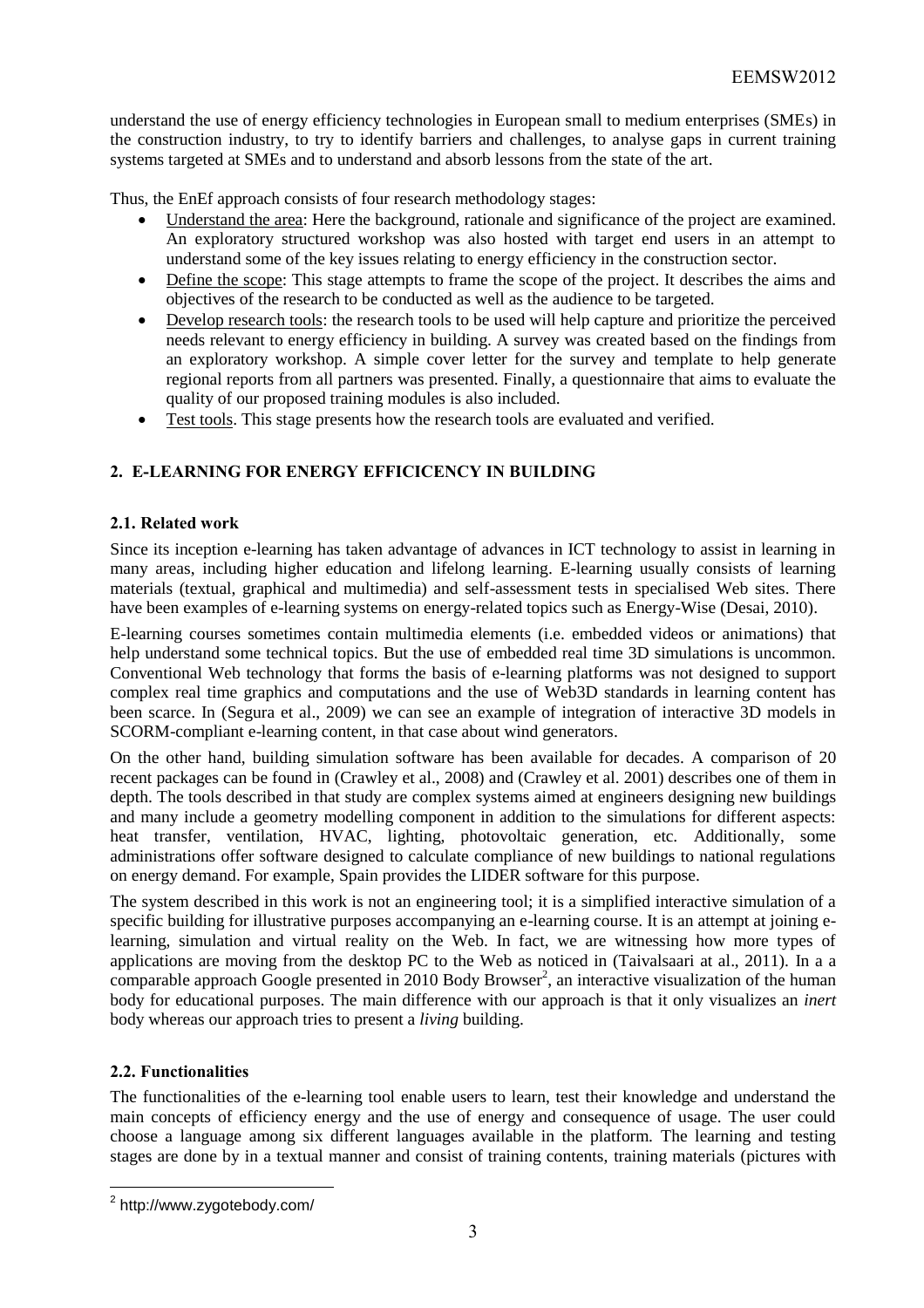understand the use of energy efficiency technologies in European small to medium enterprises (SMEs) in the construction industry, to try to identify barriers and challenges, to analyse gaps in current training systems targeted at SMEs and to understand and absorb lessons from the state of the art.

Thus, the EnEf approach consists of four research methodology stages:

- Understand the area: Here the background, rationale and significance of the project are examined. An exploratory structured workshop was also hosted with target end users in an attempt to understand some of the key issues relating to energy efficiency in the construction sector.
- Define the scope: This stage attempts to frame the scope of the project. It describes the aims and objectives of the research to be conducted as well as the audience to be targeted.
- Develop research tools: the research tools to be used will help capture and prioritize the perceived needs relevant to energy efficiency in building. A survey was created based on the findings from an exploratory workshop. A simple cover letter for the survey and template to help generate regional reports from all partners was presented. Finally, a questionnaire that aims to evaluate the quality of our proposed training modules is also included.
- Test tools. This stage presents how the research tools are evaluated and verified.

## 2. E-LEARNING FOR ENERGY EFFICICENCY IN BUILDING

### 2.1. Related work

Since its inception e-learning has taken advantage of advances in ICT technology to assist in learning in many areas, including higher education and lifelong learning. E-learning usually consists of learning materials (textual, graphical and multimedia) and self-assessment tests in specialised Web sites. There have been examples of e-learning systems on energy-related topics such as Energy-Wise (Desai, 2010).

E-learning courses sometimes contain multimedia elements (i.e. embedded videos or animations) that help understand some technical topics. But the use of embedded real time 3D simulations is uncommon. Conventional Web technology that forms the basis of e-learning platforms was not designed to support complex real time graphics and computations and the use of Web3D standards in learning content has been scarce. In (Segura et al., 2009) we can see an example of integration of interactive 3D models in SCORM-compliant e-learning content, in that case about wind generators.

On the other hand, building simulation software has been available for decades. A comparison of 20 recent packages can be found in (Crawley et al., 2008) and (Crawley et al. 2001) describes one of them in depth. The tools described in that study are complex systems aimed at engineers designing new buildings and many include a geometry modelling component in addition to the simulations for different aspects: heat transfer, ventilation, HVAC, lighting, photovoltaic generation, etc. Additionally, some administrations offer software designed to calculate compliance of new buildings to national regulations on energy demand. For example, Spain provides the LIDER software for this purpose.

The system described in this work is not an engineering tool; it is a simplified interactive simulation of a specific building for illustrative purposes accompanying an e-learning course. It is an attempt at joining e-learning, simulation and virtual reality on the Web. In fact, we are witnessing how more types of applications are moving from the desktop PC to the Web as noticed in (Taivalsaari at al., 2011). In a a comparable approach Google presented in 2010 Body Browser[2], an interactive visualization of the human body for educational purposes. The main difference with our approach is that it only visualizes an *inert* body whereas our approach tries to present a *living* building.

### 2.2. Functionalities

The functionalities of the e-learning tool enable users to learn, test their knowledge and understand the main concepts of efficiency energy and the use of energy and consequence of usage. The user could choose a language among six different languages available in the platform. The learning and testing stages are done by in a textual manner and consist of training contents, training materials (pictures with

---

[2] http://www.zygotebody.com/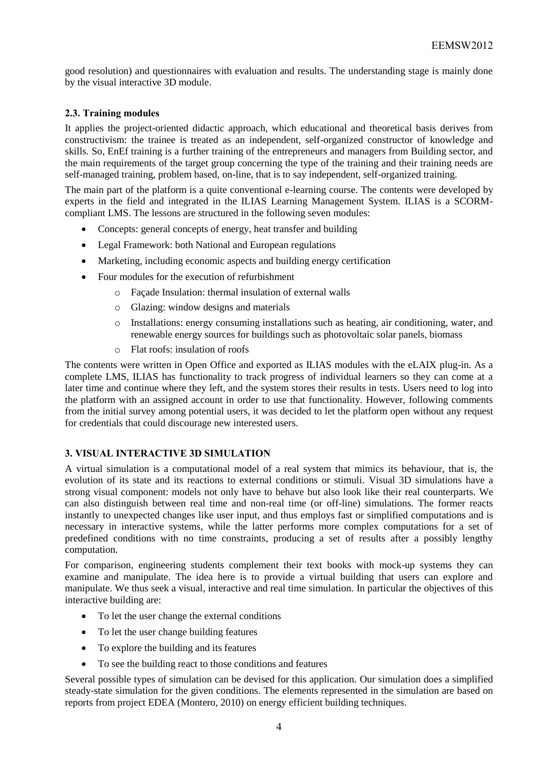good resolution) and questionnaires with evaluation and results. The understanding stage is mainly done by the visual interactive 3D module.

### 2.3. Training modules

It applies the project-oriented didactic approach, which educational and theoretical basis derives from constructivism: the trainee is treated as an independent, self-organized constructor of knowledge and skills. So, EnEf training is a further training of the entrepreneurs and managers from Building sector, and the main requirements of the target group concerning the type of the training and their training needs are self-managed training, problem based, on-line, that is to say independent, self-organized training.

The main part of the platform is a quite conventional e-learning course. The contents were developed by experts in the field and integrated in the ILIAS Learning Management System. ILIAS is a SCORM-compliant LMS. The lessons are structured in the following seven modules:

- Concepts: general concepts of energy, heat transfer and building
- Legal Framework: both National and European regulations
- Marketing, including economic aspects and building energy certification
- Four modules for the execution of refurbishment
    - Façade Insulation: thermal insulation of external walls
    - Glazing: window designs and materials
    - Installations: energy consuming installations such as heating, air conditioning, water, and renewable energy sources for buildings such as photovoltaic solar panels, biomass
    - Flat roofs: insulation of roofs

The contents were written in Open Office and exported as ILIAS modules with the eLAIX plug-in. As a complete LMS, ILIAS has functionality to track progress of individual learners so they can come at a later time and continue where they left, and the system stores their results in tests. Users need to log into the platform with an assigned account in order to use that functionality. However, following comments from the initial survey among potential users, it was decided to let the platform open without any request for credentials that could discourage new interested users.

## 3. VISUAL INTERACTIVE 3D SIMULATION

A virtual simulation is a computational model of a real system that mimics its behaviour, that is, the evolution of its state and its reactions to external conditions or stimuli. Visual 3D simulations have a strong visual component: models not only have to behave but also look like their real counterparts. We can also distinguish between real time and non-real time (or off-line) simulations. The former reacts instantly to unexpected changes like user input, and thus employs fast or simplified computations and is necessary in interactive systems, while the latter performs more complex computations for a set of predefined conditions with no time constraints, producing a set of results after a possibly lengthy computation.

For comparison, engineering students complement their text books with mock-up systems they can examine and manipulate. The idea here is to provide a virtual building that users can explore and manipulate. We thus seek a visual, interactive and real time simulation. In particular the objectives of this interactive building are:

- To let the user change the external conditions
- To let the user change building features
- To explore the building and its features
- To see the building react to those conditions and features

Several possible types of simulation can be devised for this application. Our simulation does a simplified steady-state simulation for the given conditions. The elements represented in the simulation are based on reports from project EDEA (Montero, 2010) on energy efficient building techniques.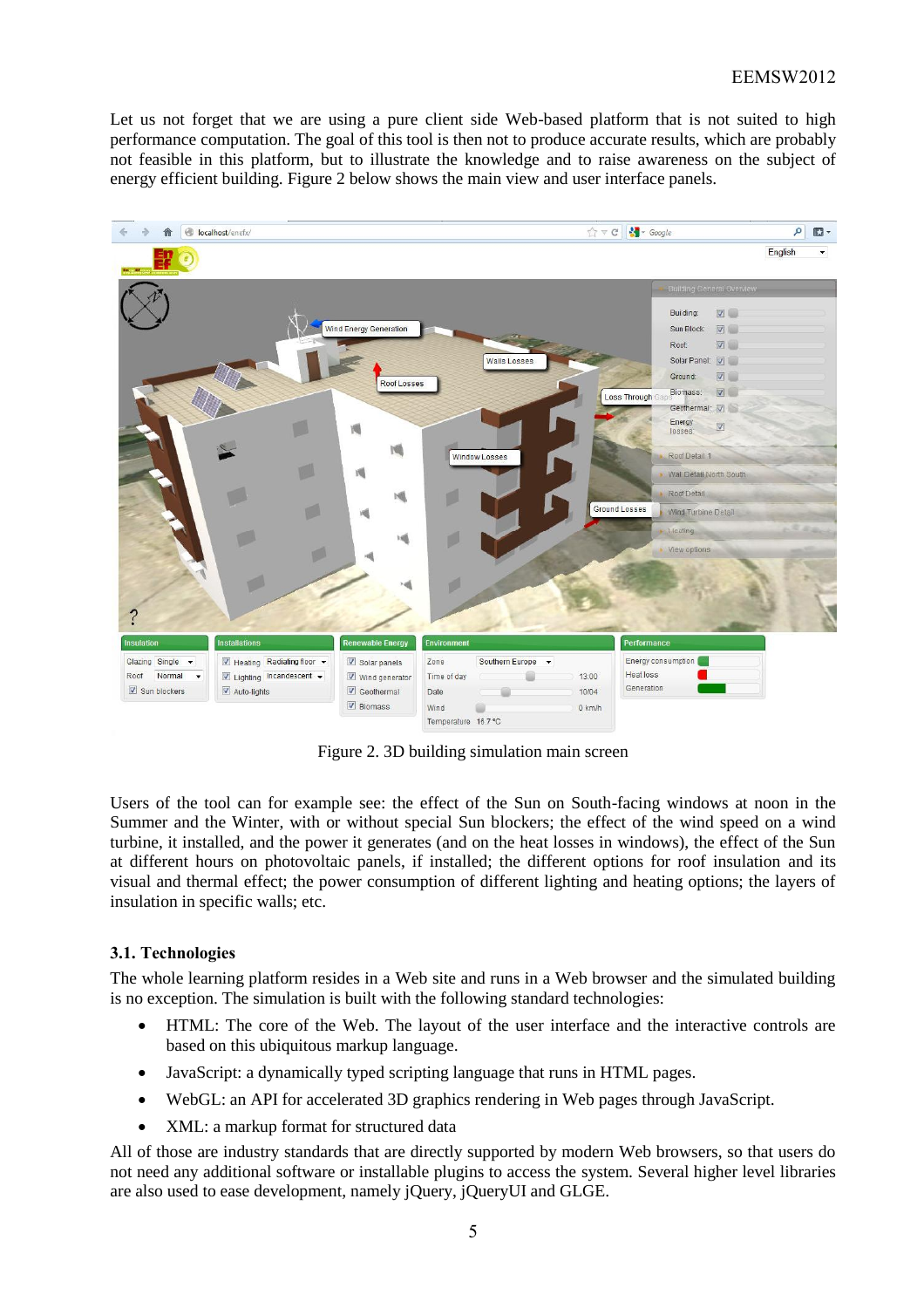Let us not forget that we are using a pure client side Web-based platform that is not suited to high performance computation. The goal of this tool is then not to produce accurate results, which are probably not feasible in this platform, but to illustrate the knowledge and to raise awareness on the subject of energy efficient building. Figure 2 below shows the main view and user interface panels.

Figure 2. 3D building simulation main screen

Users of the tool can for example see: the effect of the Sun on South-facing windows at noon in the Summer and the Winter, with or without special Sun blockers; the effect of the wind speed on a wind turbine, it installed, and the power it generates (and on the heat losses in windows), the effect of the Sun at different hours on photovoltaic panels, if installed; the different options for roof insulation and its visual and thermal effect; the power consumption of different lighting and heating options; the layers of insulation in specific walls; etc.

### 3.1. Technologies

The whole learning platform resides in a Web site and runs in a Web browser and the simulated building is no exception. The simulation is built with the following standard technologies:

- HTML: The core of the Web. The layout of the user interface and the interactive controls are based on this ubiquitous markup language.
- JavaScript: a dynamically typed scripting language that runs in HTML pages.
- WebGL: an API for accelerated 3D graphics rendering in Web pages through JavaScript.
- XML: a markup format for structured data

All of those are industry standards that are directly supported by modern Web browsers, so that users do not need any additional software or installable plugins to access the system. Several higher level libraries are also used to ease development, namely jQuery, jQueryUI and GLGE.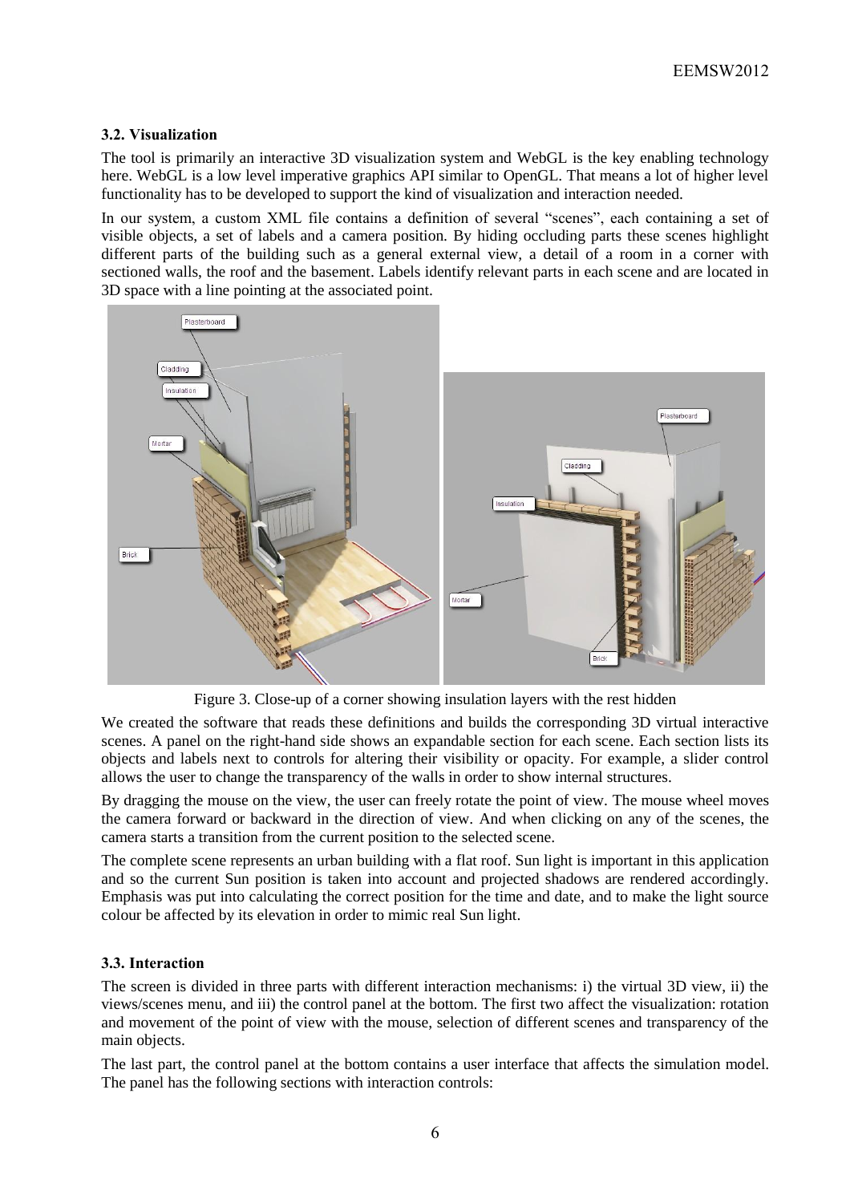### 3.2. Visualization

The tool is primarily an interactive 3D visualization system and WebGL is the key enabling technology here. WebGL is a low level imperative graphics API similar to OpenGL. That means a lot of higher level functionality has to be developed to support the kind of visualization and interaction needed.

In our system, a custom XML file contains a definition of several "scenes", each containing a set of visible objects, a set of labels and a camera position. By hiding occluding parts these scenes highlight different parts of the building such as a general external view, a detail of a room in a corner with sectioned walls, the roof and the basement. Labels identify relevant parts in each scene and are located in 3D space with a line pointing at the associated point.

Figure 3. Close-up of a corner showing insulation layers with the rest hidden

We created the software that reads these definitions and builds the corresponding 3D virtual interactive scenes. A panel on the right-hand side shows an expandable section for each scene. Each section lists its objects and labels next to controls for altering their visibility or opacity. For example, a slider control allows the user to change the transparency of the walls in order to show internal structures.

By dragging the mouse on the view, the user can freely rotate the point of view. The mouse wheel moves the camera forward or backward in the direction of view. And when clicking on any of the scenes, the camera starts a transition from the current position to the selected scene.

The complete scene represents an urban building with a flat roof. Sun light is important in this application and so the current Sun position is taken into account and projected shadows are rendered accordingly. Emphasis was put into calculating the correct position for the time and date, and to make the light source colour be affected by its elevation in order to mimic real Sun light.

### 3.3. Interaction

The screen is divided in three parts with different interaction mechanisms: i) the virtual 3D view, ii) the views/scenes menu, and iii) the control panel at the bottom. The first two affect the visualization: rotation and movement of the point of view with the mouse, selection of different scenes and transparency of the main objects.

The last part, the control panel at the bottom contains a user interface that affects the simulation model. The panel has the following sections with interaction controls: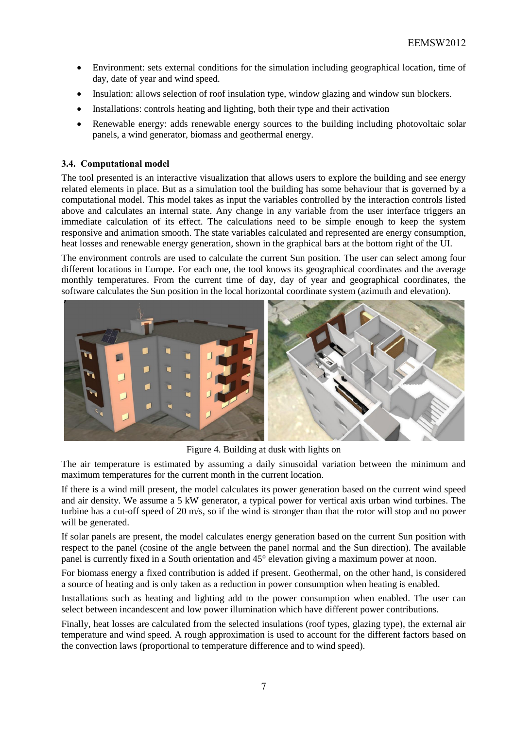- Environment: sets external conditions for the simulation including geographical location, time of day, date of year and wind speed.
- Insulation: allows selection of roof insulation type, window glazing and window sun blockers.
- Installations: controls heating and lighting, both their type and their activation
- Renewable energy: adds renewable energy sources to the building including photovoltaic solar panels, a wind generator, biomass and geothermal energy.

### 3.4. Computational model

The tool presented is an interactive visualization that allows users to explore the building and see energy related elements in place. But as a simulation tool the building has some behaviour that is governed by a computational model. This model takes as input the variables controlled by the interaction controls listed above and calculates an internal state. Any change in any variable from the user interface triggers an immediate calculation of its effect. The calculations need to be simple enough to keep the system responsive and animation smooth. The state variables calculated and represented are energy consumption, heat losses and renewable energy generation, shown in the graphical bars at the bottom right of the UI.

The environment controls are used to calculate the current Sun position. The user can select among four different locations in Europe. For each one, the tool knows its geographical coordinates and the average monthly temperatures. From the current time of day, day of year and geographical coordinates, the software calculates the Sun position in the local horizontal coordinate system (azimuth and elevation).

Figure 4. Building at dusk with lights on

The air temperature is estimated by assuming a daily sinusoidal variation between the minimum and maximum temperatures for the current month in the current location.

If there is a wind mill present, the model calculates its power generation based on the current wind speed and air density. We assume a 5 kW generator, a typical power for vertical axis urban wind turbines. The turbine has a cut-off speed of 20 m/s, so if the wind is stronger than that the rotor will stop and no power will be generated.

If solar panels are present, the model calculates energy generation based on the current Sun position with respect to the panel (cosine of the angle between the panel normal and the Sun direction). The available panel is currently fixed in a South orientation and 45° elevation giving a maximum power at noon.

For biomass energy a fixed contribution is added if present. Geothermal, on the other hand, is considered a source of heating and is only taken as a reduction in power consumption when heating is enabled.

Installations such as heating and lighting add to the power consumption when enabled. The user can select between incandescent and low power illumination which have different power contributions.

Finally, heat losses are calculated from the selected insulations (roof types, glazing type), the external air temperature and wind speed. A rough approximation is used to account for the different factors based on the convection laws (proportional to temperature difference and to wind speed).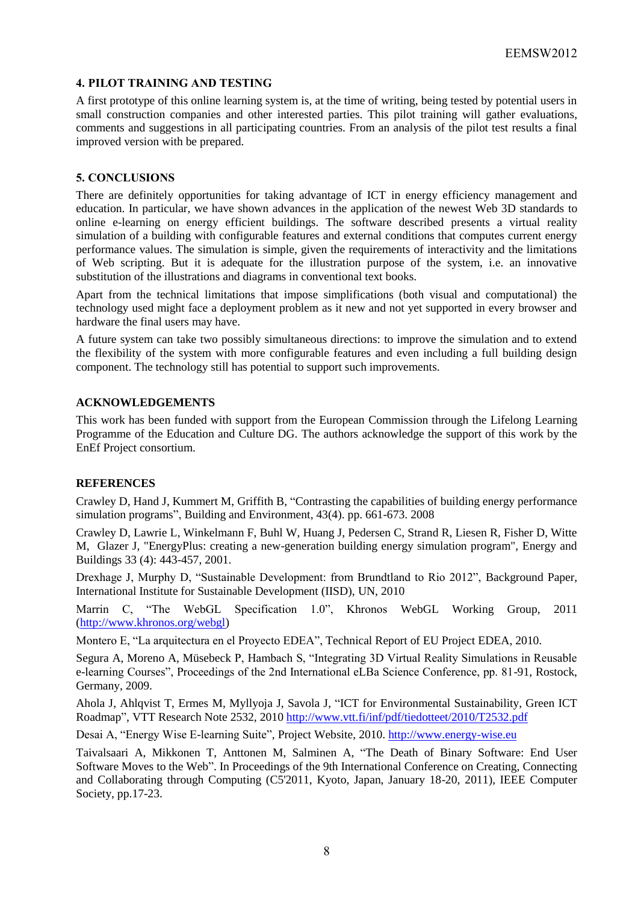## 4. PILOT TRAINING AND TESTING

A first prototype of this online learning system is, at the time of writing, being tested by potential users in small construction companies and other interested parties. This pilot training will gather evaluations, comments and suggestions in all participating countries. From an analysis of the pilot test results a final improved version with be prepared.

## 5. CONCLUSIONS

There are definitely opportunities for taking advantage of ICT in energy efficiency management and education. In particular, we have shown advances in the application of the newest Web 3D standards to online e-learning on energy efficient buildings. The software described presents a virtual reality simulation of a building with configurable features and external conditions that computes current energy performance values. The simulation is simple, given the requirements of interactivity and the limitations of Web scripting. But it is adequate for the illustration purpose of the system, i.e. an innovative substitution of the illustrations and diagrams in conventional text books.

Apart from the technical limitations that impose simplifications (both visual and computational) the technology used might face a deployment problem as it new and not yet supported in every browser and hardware the final users may have.

A future system can take two possibly simultaneous directions: to improve the simulation and to extend the flexibility of the system with more configurable features and even including a full building design component. The technology still has potential to support such improvements.

## ACKNOWLEDGEMENTS

This work has been funded with support from the European Commission through the Lifelong Learning Programme of the Education and Culture DG. The authors acknowledge the support of this work by the EnEf Project consortium.

## REFERENCES

Crawley D, Hand J, Kummert M, Griffith B, "Contrasting the capabilities of building energy performance simulation programs", Building and Environment, 43(4). pp. 661-673. 2008

Crawley D, Lawrie L, Winkelmann F, Buhl W, Huang J, Pedersen C, Strand R, Liesen R, Fisher D, Witte M, Glazer J, "EnergyPlus: creating a new-generation building energy simulation program", Energy and Buildings 33 (4): 443-457, 2001.

Drexhage J, Murphy D, "Sustainable Development: from Brundtland to Rio 2012", Background Paper, International Institute for Sustainable Development (IISD), UN, 2010

Marrin C, "The WebGL Specification 1.0", Khronos WebGL Working Group, 2011 (http://www.khronos.org/webgl)

Montero E, "La arquitectura en el Proyecto EDEA", Technical Report of EU Project EDEA, 2010.

Segura A, Moreno A, Müsebeck P, Hambach S, "Integrating 3D Virtual Reality Simulations in Reusable e-learning Courses", Proceedings of the 2nd International eLBa Science Conference, pp. 81-91, Rostock, Germany, 2009.

Ahola J, Ahlqvist T, Ermes M, Myllyoja J, Savola J, "ICT for Environmental Sustainability, Green ICT Roadmap", VTT Research Note 2532, 2010 http://www.vtt.fi/inf/pdf/tiedotteet/2010/T2532.pdf

Desai A, "Energy Wise E-learning Suite", Project Website, 2010. http://www.energy-wise.eu

Taivalsaari A, Mikkonen T, Anttonen M, Salminen A, "The Death of Binary Software: End User Software Moves to the Web". In Proceedings of the 9th International Conference on Creating, Connecting and Collaborating through Computing (C5'2011, Kyoto, Japan, January 18-20, 2011), IEEE Computer Society, pp.17-23.